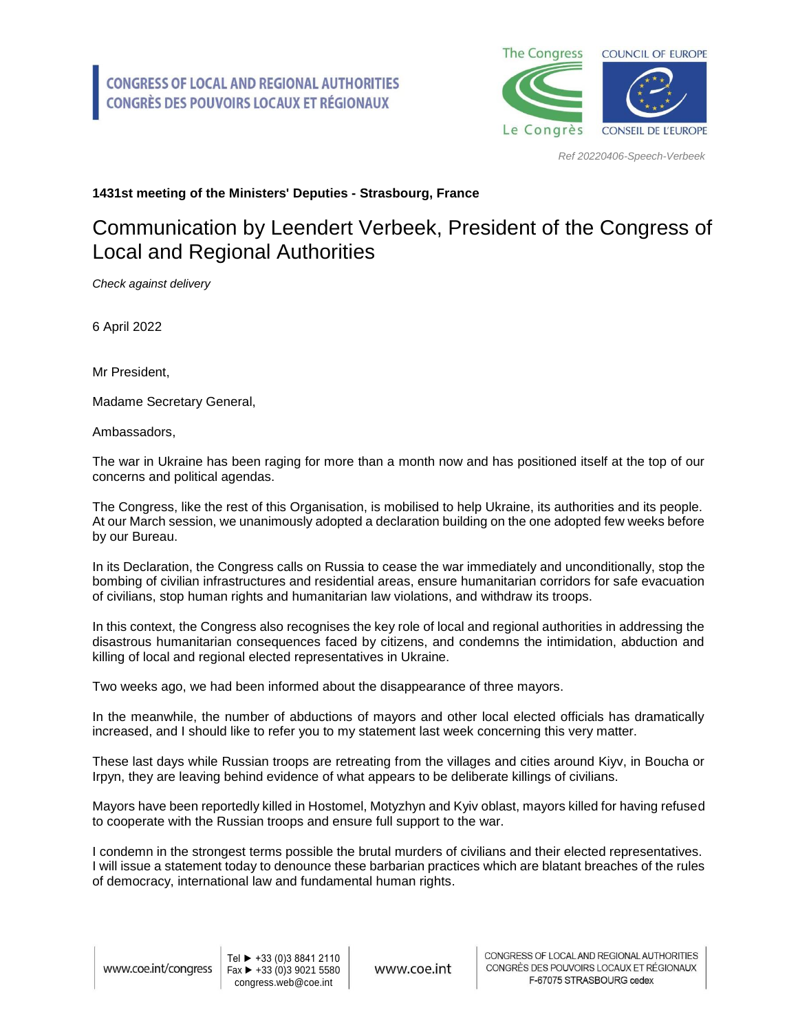**CONGRESS OF LOCAL AND REGIONAL AUTHORITIES**
**CONGRÈS DES POUVOIRS LOCAUX ET RÉGIONAUX**

*Ref 20220406-Speech-Verbeek*

**1431st meeting of the Ministers' Deputies - Strasbourg, France**

# Communication by Leendert Verbeek, President of the Congress of Local and Regional Authorities

*Check against delivery*

6 April 2022

Mr President,

Madame Secretary General,

Ambassadors,

The war in Ukraine has been raging for more than a month now and has positioned itself at the top of our concerns and political agendas.

The Congress, like the rest of this Organisation, is mobilised to help Ukraine, its authorities and its people. At our March session, we unanimously adopted a declaration building on the one adopted few weeks before by our Bureau.

In its Declaration, the Congress calls on Russia to cease the war immediately and unconditionally, stop the bombing of civilian infrastructures and residential areas, ensure humanitarian corridors for safe evacuation of civilians, stop human rights and humanitarian law violations, and withdraw its troops.

In this context, the Congress also recognises the key role of local and regional authorities in addressing the disastrous humanitarian consequences faced by citizens, and condemns the intimidation, abduction and killing of local and regional elected representatives in Ukraine.

Two weeks ago, we had been informed about the disappearance of three mayors.

In the meanwhile, the number of abductions of mayors and other local elected officials has dramatically increased, and I should like to refer you to my statement last week concerning this very matter.

These last days while Russian troops are retreating from the villages and cities around Kiyv, in Boucha or Irpyn, they are leaving behind evidence of what appears to be deliberate killings of civilians.

Mayors have been reportedly killed in Hostomel, Motyzhyn and Kyiv oblast, mayors killed for having refused to cooperate with the Russian troops and ensure full support to the war.

I condemn in the strongest terms possible the brutal murders of civilians and their elected representatives. I will issue a statement today to denounce these barbarian practices which are blatant breaches of the rules of democracy, international law and fundamental human rights.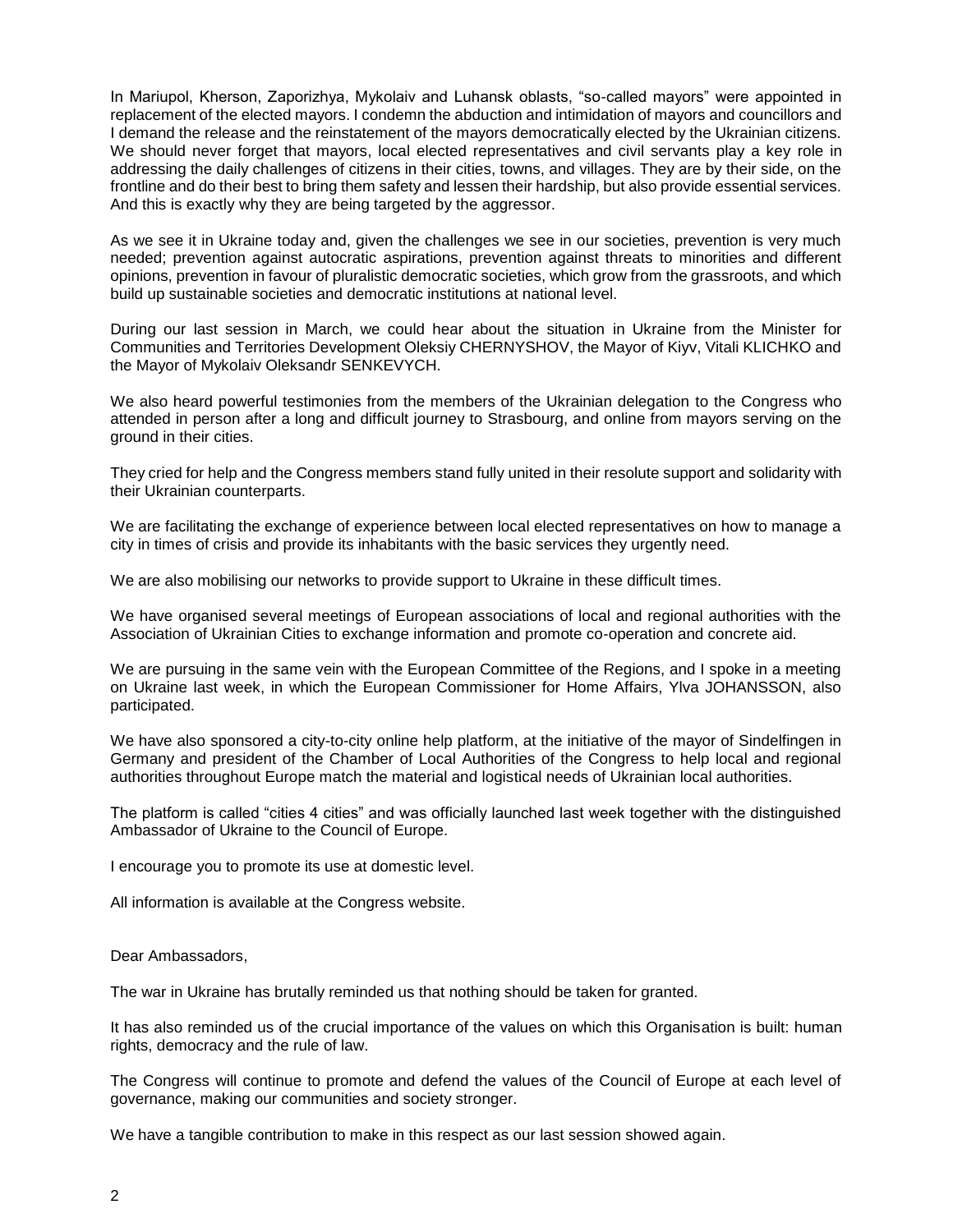In Mariupol, Kherson, Zaporizhya, Mykolaiv and Luhansk oblasts, "so-called mayors" were appointed in replacement of the elected mayors. I condemn the abduction and intimidation of mayors and councillors and I demand the release and the reinstatement of the mayors democratically elected by the Ukrainian citizens. We should never forget that mayors, local elected representatives and civil servants play a key role in addressing the daily challenges of citizens in their cities, towns, and villages. They are by their side, on the frontline and do their best to bring them safety and lessen their hardship, but also provide essential services. And this is exactly why they are being targeted by the aggressor.

As we see it in Ukraine today and, given the challenges we see in our societies, prevention is very much needed; prevention against autocratic aspirations, prevention against threats to minorities and different opinions, prevention in favour of pluralistic democratic societies, which grow from the grassroots, and which build up sustainable societies and democratic institutions at national level.

During our last session in March, we could hear about the situation in Ukraine from the Minister for Communities and Territories Development Oleksiy CHERNYSHOV, the Mayor of Kiyv, Vitali KLICHKO and the Mayor of Mykolaiv Oleksandr SENKEVYCH.

We also heard powerful testimonies from the members of the Ukrainian delegation to the Congress who attended in person after a long and difficult journey to Strasbourg, and online from mayors serving on the ground in their cities.

They cried for help and the Congress members stand fully united in their resolute support and solidarity with their Ukrainian counterparts.

We are facilitating the exchange of experience between local elected representatives on how to manage a city in times of crisis and provide its inhabitants with the basic services they urgently need.

We are also mobilising our networks to provide support to Ukraine in these difficult times.

We have organised several meetings of European associations of local and regional authorities with the Association of Ukrainian Cities to exchange information and promote co-operation and concrete aid.

We are pursuing in the same vein with the European Committee of the Regions, and I spoke in a meeting on Ukraine last week, in which the European Commissioner for Home Affairs, Ylva JOHANSSON, also participated.

We have also sponsored a city-to-city online help platform, at the initiative of the mayor of Sindelfingen in Germany and president of the Chamber of Local Authorities of the Congress to help local and regional authorities throughout Europe match the material and logistical needs of Ukrainian local authorities.

The platform is called "cities 4 cities" and was officially launched last week together with the distinguished Ambassador of Ukraine to the Council of Europe.

I encourage you to promote its use at domestic level.

All information is available at the Congress website.

Dear Ambassadors,

The war in Ukraine has brutally reminded us that nothing should be taken for granted.

It has also reminded us of the crucial importance of the values on which this Organisation is built: human rights, democracy and the rule of law.

The Congress will continue to promote and defend the values of the Council of Europe at each level of governance, making our communities and society stronger.

We have a tangible contribution to make in this respect as our last session showed again.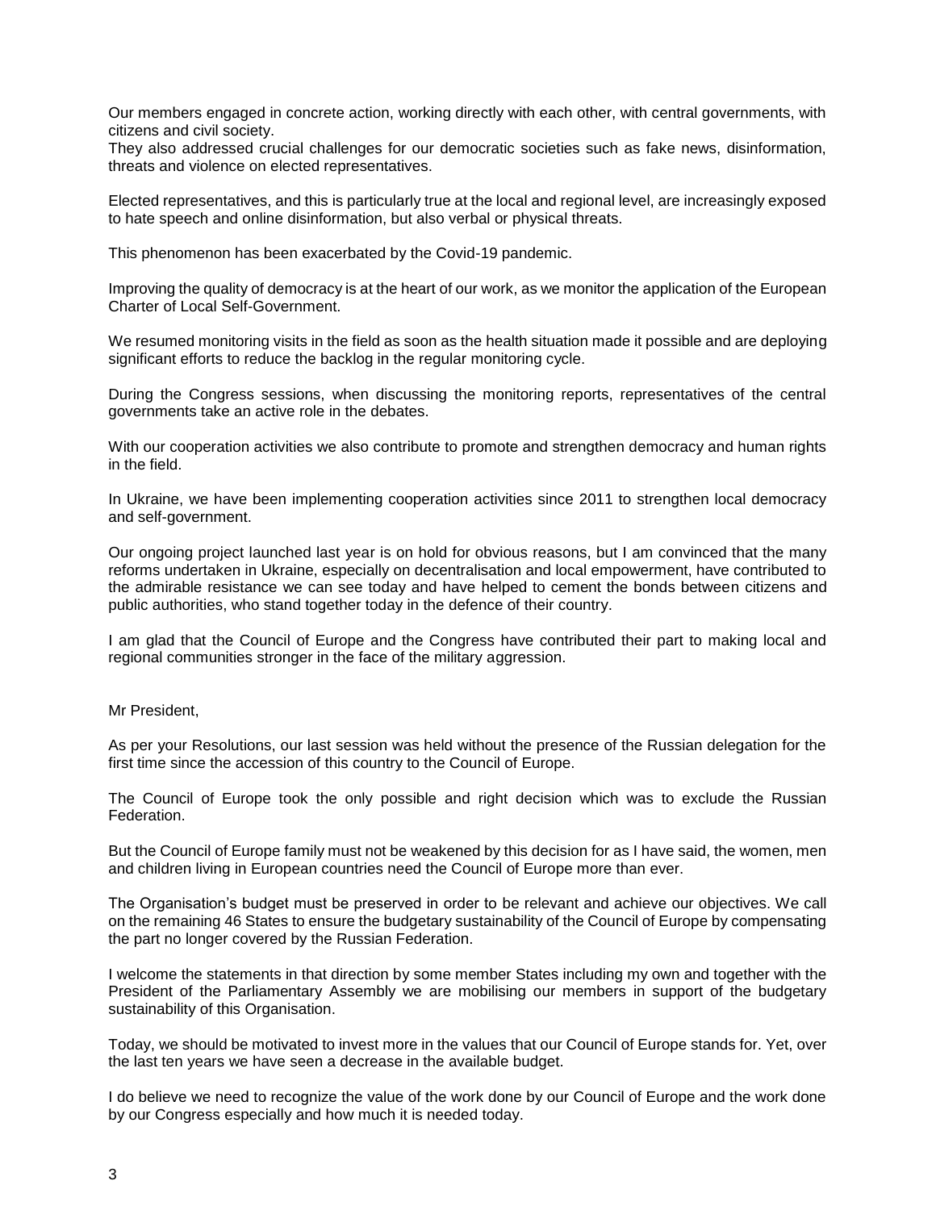Our members engaged in concrete action, working directly with each other, with central governments, with citizens and civil society.
They also addressed crucial challenges for our democratic societies such as fake news, disinformation, threats and violence on elected representatives.

Elected representatives, and this is particularly true at the local and regional level, are increasingly exposed to hate speech and online disinformation, but also verbal or physical threats.

This phenomenon has been exacerbated by the Covid-19 pandemic.

Improving the quality of democracy is at the heart of our work, as we monitor the application of the European Charter of Local Self-Government.

We resumed monitoring visits in the field as soon as the health situation made it possible and are deploying significant efforts to reduce the backlog in the regular monitoring cycle.

During the Congress sessions, when discussing the monitoring reports, representatives of the central governments take an active role in the debates.

With our cooperation activities we also contribute to promote and strengthen democracy and human rights in the field.

In Ukraine, we have been implementing cooperation activities since 2011 to strengthen local democracy and self-government.

Our ongoing project launched last year is on hold for obvious reasons, but I am convinced that the many reforms undertaken in Ukraine, especially on decentralisation and local empowerment, have contributed to the admirable resistance we can see today and have helped to cement the bonds between citizens and public authorities, who stand together today in the defence of their country.

I am glad that the Council of Europe and the Congress have contributed their part to making local and regional communities stronger in the face of the military aggression.

Mr President,

As per your Resolutions, our last session was held without the presence of the Russian delegation for the first time since the accession of this country to the Council of Europe.

The Council of Europe took the only possible and right decision which was to exclude the Russian Federation.

But the Council of Europe family must not be weakened by this decision for as I have said, the women, men and children living in European countries need the Council of Europe more than ever.

The Organisation's budget must be preserved in order to be relevant and achieve our objectives. We call on the remaining 46 States to ensure the budgetary sustainability of the Council of Europe by compensating the part no longer covered by the Russian Federation.

I welcome the statements in that direction by some member States including my own and together with the President of the Parliamentary Assembly we are mobilising our members in support of the budgetary sustainability of this Organisation.

Today, we should be motivated to invest more in the values that our Council of Europe stands for. Yet, over the last ten years we have seen a decrease in the available budget.

I do believe we need to recognize the value of the work done by our Council of Europe and the work done by our Congress especially and how much it is needed today.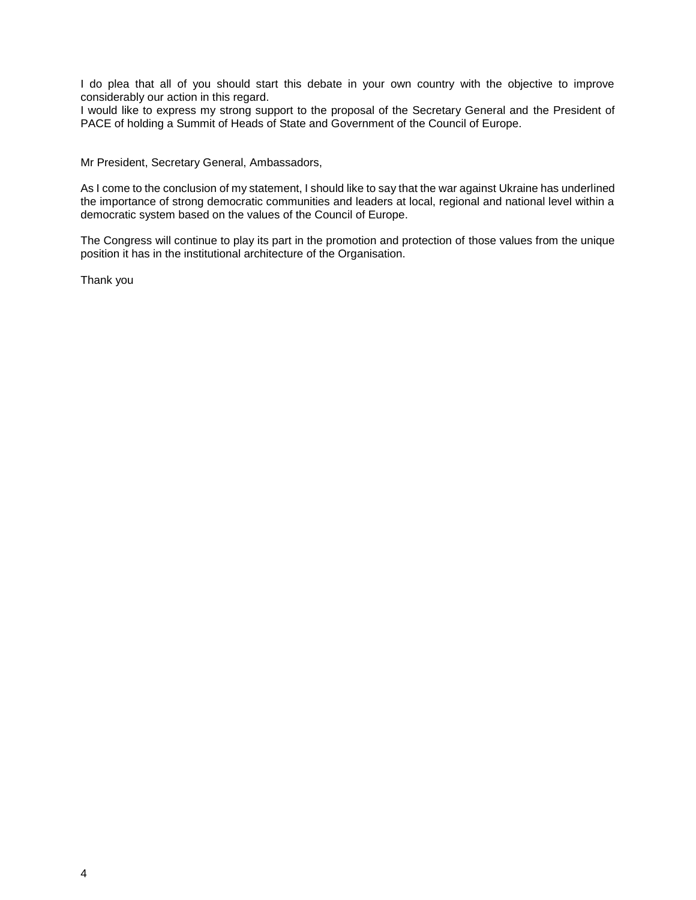I do plea that all of you should start this debate in your own country with the objective to improve considerably our action in this regard.
I would like to express my strong support to the proposal of the Secretary General and the President of PACE of holding a Summit of Heads of State and Government of the Council of Europe.

Mr President, Secretary General, Ambassadors,

As I come to the conclusion of my statement, I should like to say that the war against Ukraine has underlined the importance of strong democratic communities and leaders at local, regional and national level within a democratic system based on the values of the Council of Europe.

The Congress will continue to play its part in the promotion and protection of those values from the unique position it has in the institutional architecture of the Organisation.

Thank you